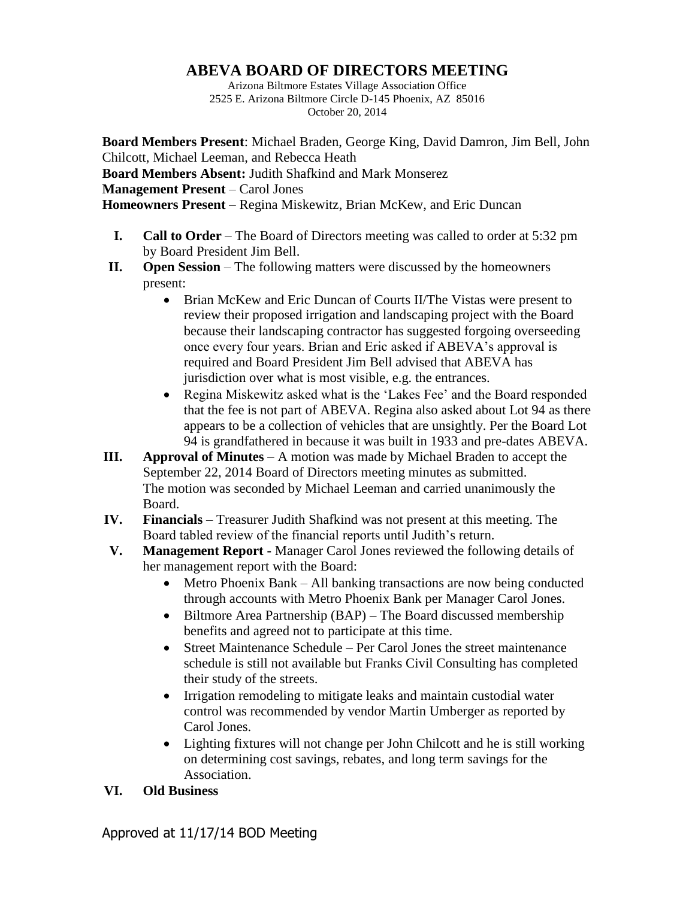# ABEVA BOARD OF DIRECTORS MEETING

Arizona Biltmore Estates Village Association Office
2525 E. Arizona Biltmore Circle D-145 Phoenix, AZ 85016
October 20, 2014

**Board Members Present**: Michael Braden, George King, David Damron, Jim Bell, John Chilcott, Michael Leeman, and Rebecca Heath
**Board Members Absent:** Judith Shafkind and Mark Monserez
**Management Present** – Carol Jones
**Homeowners Present** – Regina Miskewitz, Brian McKew, and Eric Duncan

I. **Call to Order** – The Board of Directors meeting was called to order at 5:32 pm by Board President Jim Bell.

II. **Open Session** – The following matters were discussed by the homeowners present:
   - Brian McKew and Eric Duncan of Courts II/The Vistas were present to review their proposed irrigation and landscaping project with the Board because their landscaping contractor has suggested forgoing overseeding once every four years. Brian and Eric asked if ABEVA's approval is required and Board President Jim Bell advised that ABEVA has jurisdiction over what is most visible, e.g. the entrances.
   - Regina Miskewitz asked what is the 'Lakes Fee' and the Board responded that the fee is not part of ABEVA. Regina also asked about Lot 94 as there appears to be a collection of vehicles that are unsightly. Per the Board Lot 94 is grandfathered in because it was built in 1933 and pre-dates ABEVA.

III. **Approval of Minutes** – A motion was made by Michael Braden to accept the September 22, 2014 Board of Directors meeting minutes as submitted. The motion was seconded by Michael Leeman and carried unanimously the Board.

IV. **Financials** – Treasurer Judith Shafkind was not present at this meeting. The Board tabled review of the financial reports until Judith's return.

V. **Management Report -** Manager Carol Jones reviewed the following details of her management report with the Board:
   - Metro Phoenix Bank – All banking transactions are now being conducted through accounts with Metro Phoenix Bank per Manager Carol Jones.
   - Biltmore Area Partnership (BAP) – The Board discussed membership benefits and agreed not to participate at this time.
   - Street Maintenance Schedule – Per Carol Jones the street maintenance schedule is still not available but Franks Civil Consulting has completed their study of the streets.
   - Irrigation remodeling to mitigate leaks and maintain custodial water control was recommended by vendor Martin Umberger as reported by Carol Jones.
   - Lighting fixtures will not change per John Chilcott and he is still working on determining cost savings, rebates, and long term savings for the Association.

VI. **Old Business**

Approved at 11/17/14 BOD Meeting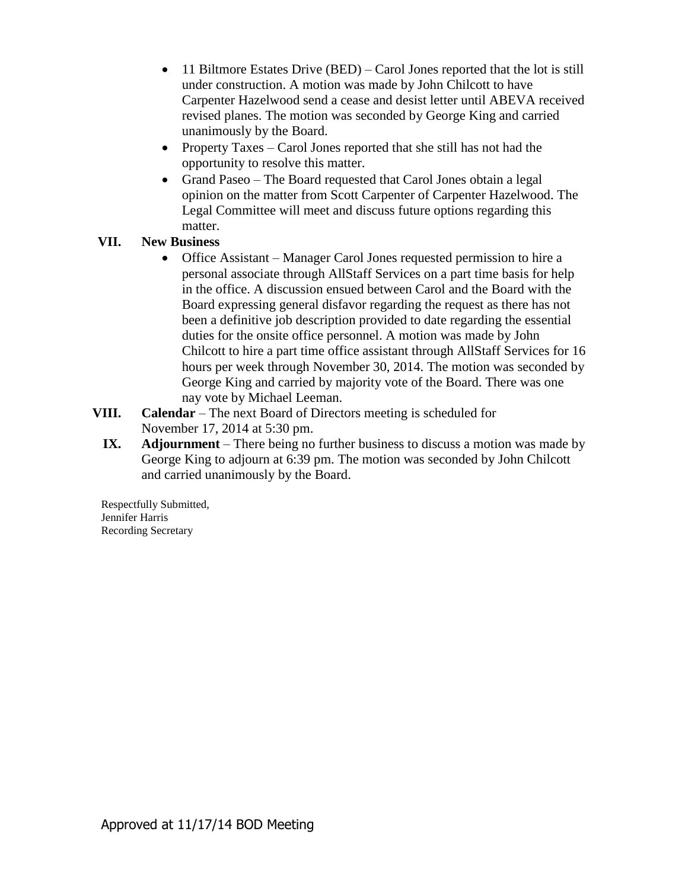- 11 Biltmore Estates Drive (BED) – Carol Jones reported that the lot is still under construction. A motion was made by John Chilcott to have Carpenter Hazelwood send a cease and desist letter until ABEVA received revised planes. The motion was seconded by George King and carried unanimously by the Board.
- Property Taxes – Carol Jones reported that she still has not had the opportunity to resolve this matter.
- Grand Paseo – The Board requested that Carol Jones obtain a legal opinion on the matter from Scott Carpenter of Carpenter Hazelwood. The Legal Committee will meet and discuss future options regarding this matter.

**VII. New Business**

- Office Assistant – Manager Carol Jones requested permission to hire a personal associate through AllStaff Services on a part time basis for help in the office. A discussion ensued between Carol and the Board with the Board expressing general disfavor regarding the request as there has not been a definitive job description provided to date regarding the essential duties for the onsite office personnel. A motion was made by John Chilcott to hire a part time office assistant through AllStaff Services for 16 hours per week through November 30, 2014. The motion was seconded by George King and carried by majority vote of the Board. There was one nay vote by Michael Leeman.

**VIII. Calendar** – The next Board of Directors meeting is scheduled for November 17, 2014 at 5:30 pm.

**IX. Adjournment** – There being no further business to discuss a motion was made by George King to adjourn at 6:39 pm. The motion was seconded by John Chilcott and carried unanimously by the Board.

Respectfully Submitted,
Jennifer Harris
Recording Secretary

Approved at 11/17/14 BOD Meeting